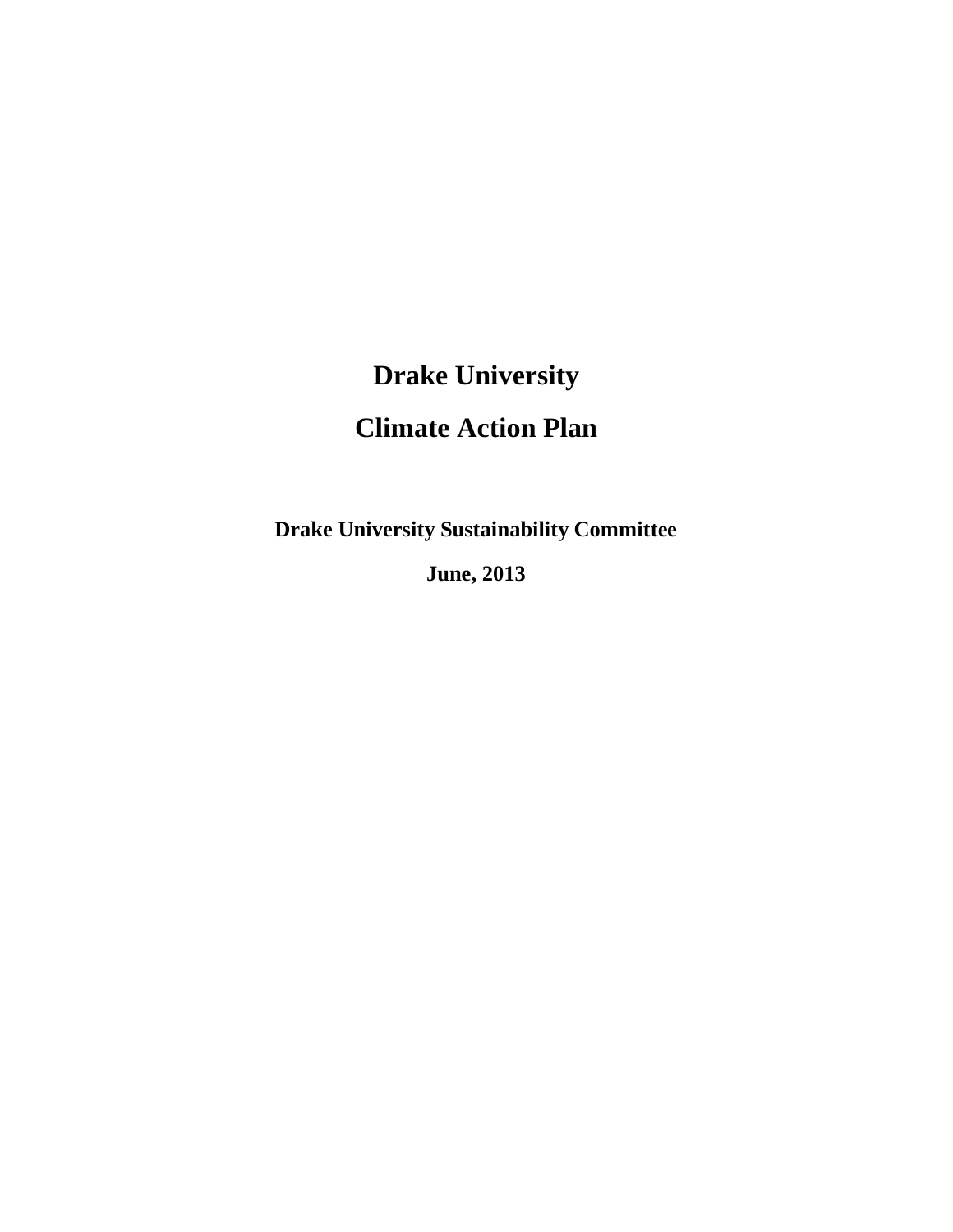# Drake University

# Climate Action Plan

**Drake University Sustainability Committee**

**June, 2013**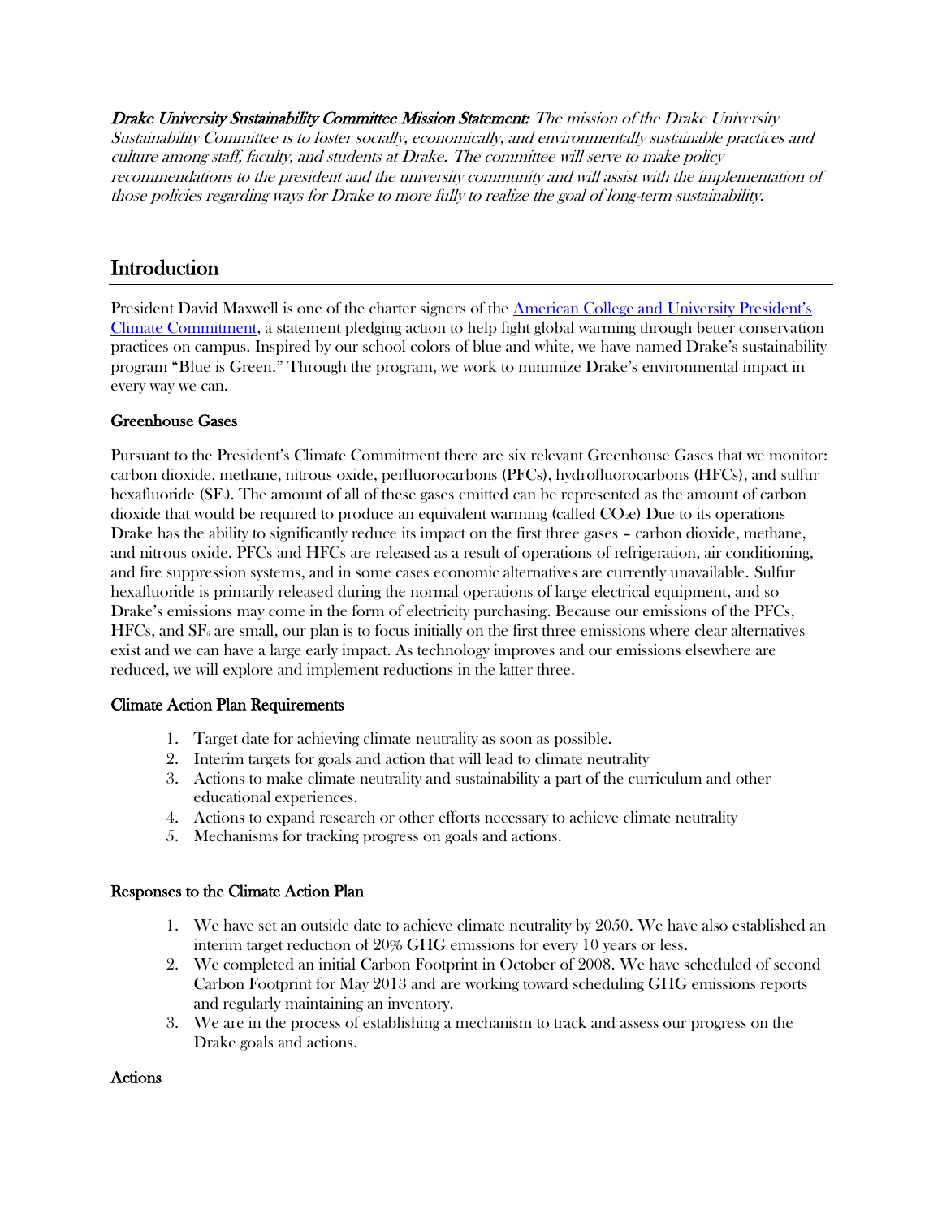***Drake University Sustainability Committee Mission Statement:*** *The mission of the Drake University Sustainability Committee is to foster socially, economically, and environmentally sustainable practices and culture among staff, faculty, and students at Drake. The committee will serve to make policy recommendations to the president and the university community and will assist with the implementation of those policies regarding ways for Drake to more fully to realize the goal of long-term sustainability.*

## Introduction

President David Maxwell is one of the charter signers of the [American College and University President's Climate Commitment](), a statement pledging action to help fight global warming through better conservation practices on campus. Inspired by our school colors of blue and white, we have named Drake's sustainability program "Blue is Green." Through the program, we work to minimize Drake's environmental impact in every way we can.

### Greenhouse Gases

Pursuant to the President's Climate Commitment there are six relevant Greenhouse Gases that we monitor: carbon dioxide, methane, nitrous oxide, perfluorocarbons (PFCs), hydrofluorocarbons (HFCs), and sulfur hexafluoride ($SF_6$). The amount of all of these gases emitted can be represented as the amount of carbon dioxide that would be required to produce an equivalent warming (called $CO_2e$) Due to its operations Drake has the ability to significantly reduce its impact on the first three gases – carbon dioxide, methane, and nitrous oxide. PFCs and HFCs are released as a result of operations of refrigeration, air conditioning, and fire suppression systems, and in some cases economic alternatives are currently unavailable. Sulfur hexafluoride is primarily released during the normal operations of large electrical equipment, and so Drake's emissions may come in the form of electricity purchasing. Because our emissions of the PFCs, HFCs, and $SF_6$ are small, our plan is to focus initially on the first three emissions where clear alternatives exist and we can have a large early impact. As technology improves and our emissions elsewhere are reduced, we will explore and implement reductions in the latter three.

### Climate Action Plan Requirements

1. Target date for achieving climate neutrality as soon as possible.
2. Interim targets for goals and action that will lead to climate neutrality
3. Actions to make climate neutrality and sustainability a part of the curriculum and other educational experiences.
4. Actions to expand research or other efforts necessary to achieve climate neutrality
5. Mechanisms for tracking progress on goals and actions.

### Responses to the Climate Action Plan

1. We have set an outside date to achieve climate neutrality by 2050. We have also established an interim target reduction of 20% GHG emissions for every 10 years or less.
2. We completed an initial Carbon Footprint in October of 2008. We have scheduled of second Carbon Footprint for May 2013 and are working toward scheduling GHG emissions reports and regularly maintaining an inventory.
3. We are in the process of establishing a mechanism to track and assess our progress on the Drake goals and actions.

### Actions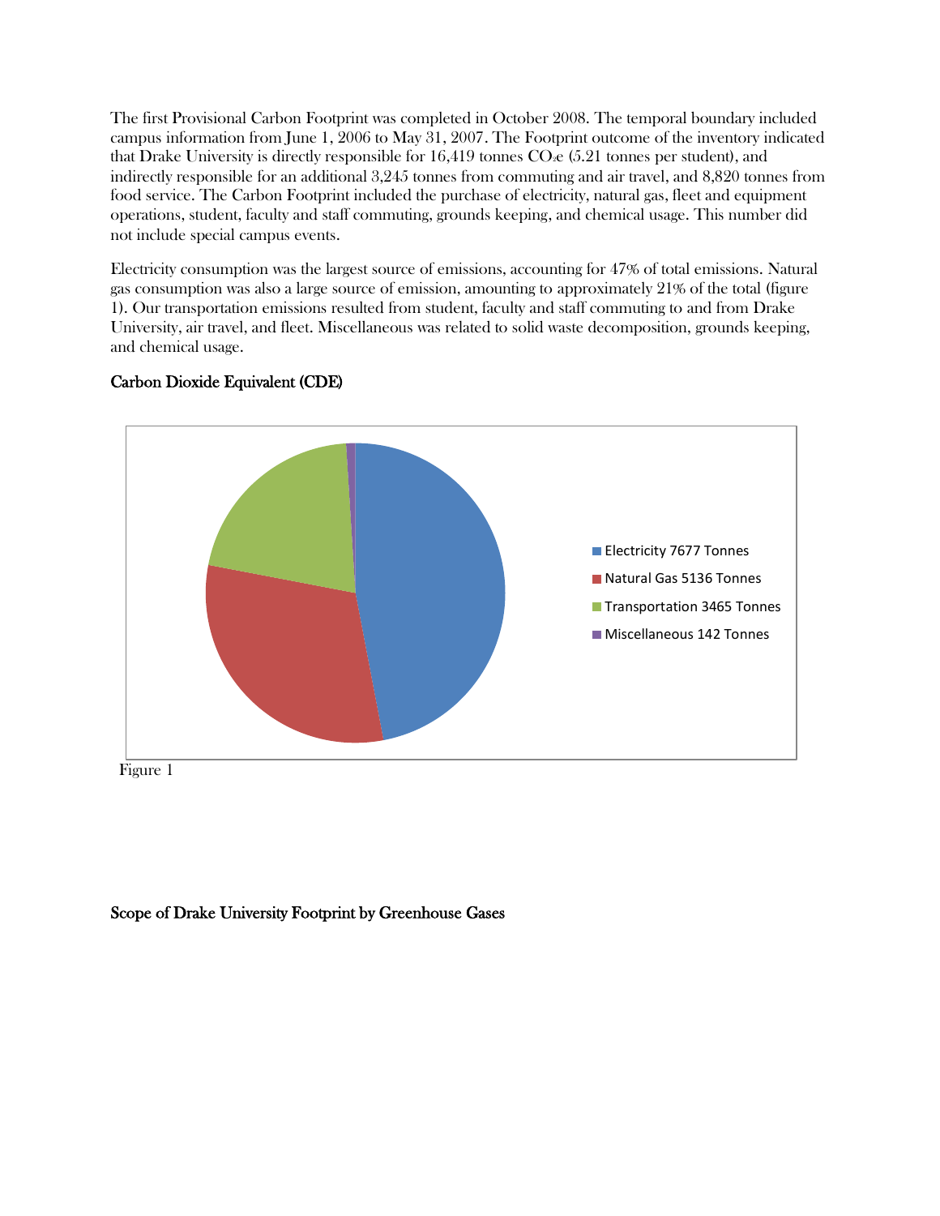The first Provisional Carbon Footprint was completed in October 2008. The temporal boundary included campus information from June 1, 2006 to May 31, 2007. The Footprint outcome of the inventory indicated that Drake University is directly responsible for 16,419 tonnes $CO_2e$ (5.21 tonnes per student), and indirectly responsible for an additional 3,245 tonnes from commuting and air travel, and 8,820 tonnes from food service. The Carbon Footprint included the purchase of electricity, natural gas, fleet and equipment operations, student, faculty and staff commuting, grounds keeping, and chemical usage. This number did not include special campus events.

Electricity consumption was the largest source of emissions, accounting for 47% of total emissions. Natural gas consumption was also a large source of emission, amounting to approximately 21% of the total (figure 1). Our transportation emissions resulted from student, faculty and staff commuting to and from Drake University, air travel, and fleet. Miscellaneous was related to solid waste decomposition, grounds keeping, and chemical usage.

### Carbon Dioxide Equivalent (CDE)

- Electricity 7677 Tonnes
- Natural Gas 5136 Tonnes
- Transportation 3465 Tonnes
- Miscellaneous 142 Tonnes

Figure 1

### Scope of Drake University Footprint by Greenhouse Gases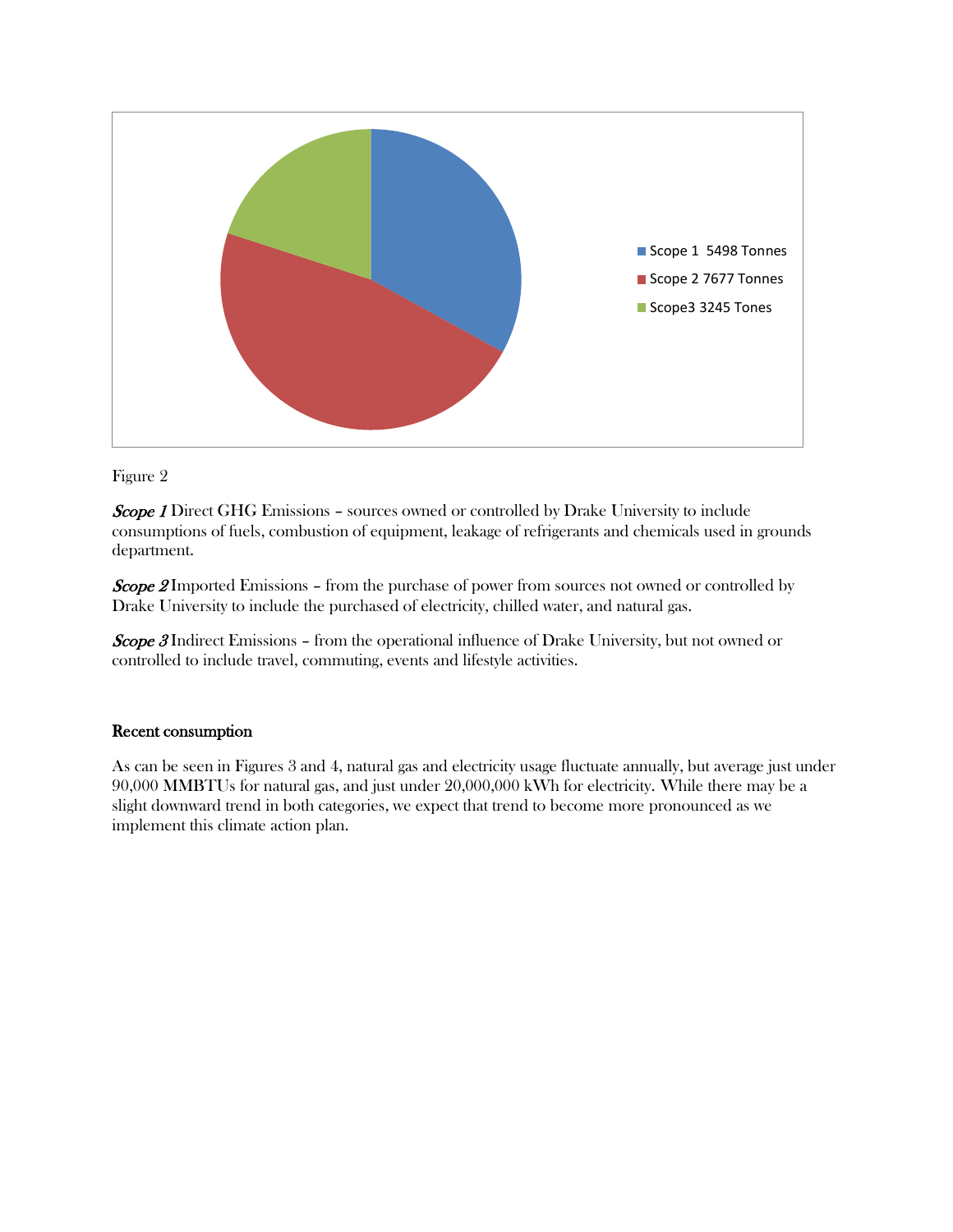Scope 1 5498 Tonnes

Scope 2 7677 Tonnes

Scope3 3245 Tones

Figure 2

*Scope 1* Direct GHG Emissions – sources owned or controlled by Drake University to include consumptions of fuels, combustion of equipment, leakage of refrigerants and chemicals used in grounds department.

*Scope 2* Imported Emissions – from the purchase of power from sources not owned or controlled by Drake University to include the purchased of electricity, chilled water, and natural gas.

*Scope 3* Indirect Emissions – from the operational influence of Drake University, but not owned or controlled to include travel, commuting, events and lifestyle activities.

### Recent consumption

As can be seen in Figures 3 and 4, natural gas and electricity usage fluctuate annually, but average just under 90,000 MMBTUs for natural gas, and just under 20,000,000 kWh for electricity. While there may be a slight downward trend in both categories, we expect that trend to become more pronounced as we implement this climate action plan.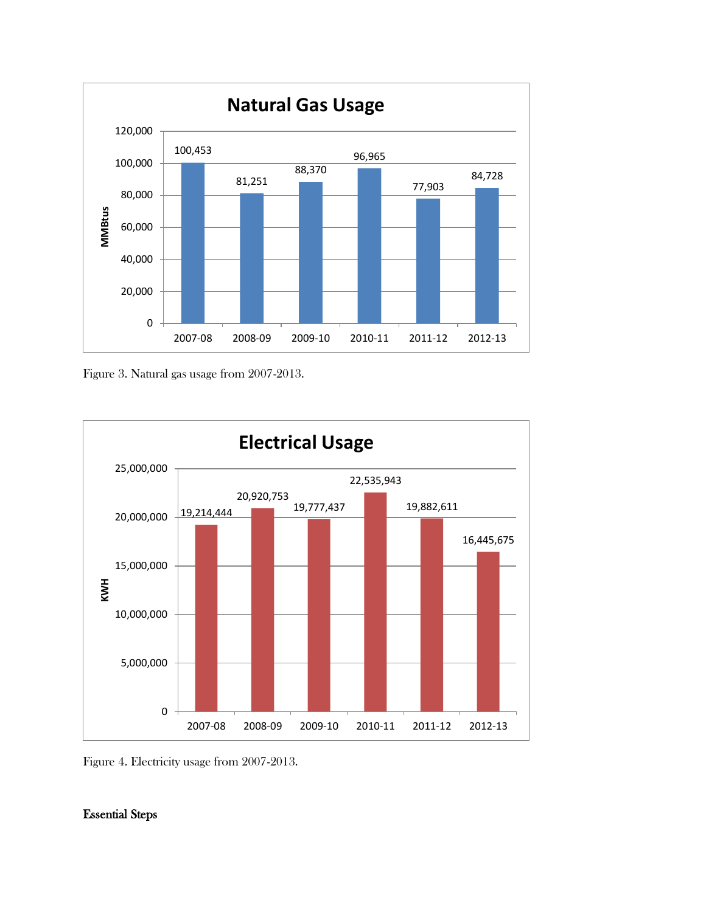Figure 3. Natural gas usage from 2007-2013.

Figure 4. Electricity usage from 2007-2013.

**Essential Steps**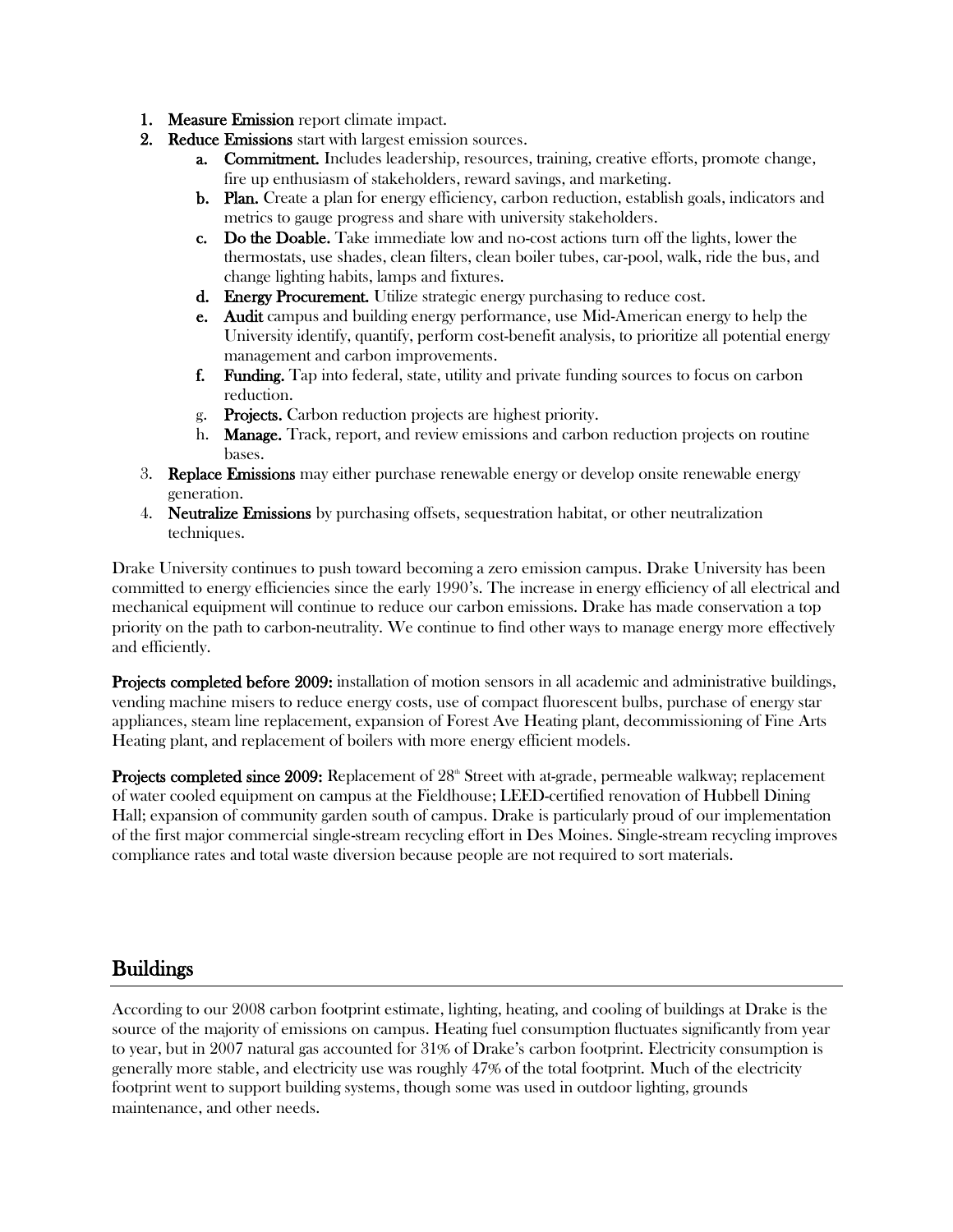1. **Measure Emission** report climate impact.
2. **Reduce Emissions** start with largest emission sources.
   a. **Commitment.** Includes leadership, resources, training, creative efforts, promote change, fire up enthusiasm of stakeholders, reward savings, and marketing.
   b. **Plan.** Create a plan for energy efficiency, carbon reduction, establish goals, indicators and metrics to gauge progress and share with university stakeholders.
   c. **Do the Doable.** Take immediate low and no-cost actions turn off the lights, lower the thermostats, use shades, clean filters, clean boiler tubes, car-pool, walk, ride the bus, and change lighting habits, lamps and fixtures.
   d. **Energy Procurement.** Utilize strategic energy purchasing to reduce cost.
   e. **Audit** campus and building energy performance, use Mid-American energy to help the University identify, quantify, perform cost-benefit analysis, to prioritize all potential energy management and carbon improvements.
   f. **Funding.** Tap into federal, state, utility and private funding sources to focus on carbon reduction.
   g. **Projects.** Carbon reduction projects are highest priority.
   h. **Manage.** Track, report, and review emissions and carbon reduction projects on routine bases.
3. **Replace Emissions** may either purchase renewable energy or develop onsite renewable energy generation.
4. **Neutralize Emissions** by purchasing offsets, sequestration habitat, or other neutralization techniques.

Drake University continues to push toward becoming a zero emission campus. Drake University has been committed to energy efficiencies since the early 1990's. The increase in energy efficiency of all electrical and mechanical equipment will continue to reduce our carbon emissions. Drake has made conservation a top priority on the path to carbon-neutrality. We continue to find other ways to manage energy more effectively and efficiently.

**Projects completed before 2009:** installation of motion sensors in all academic and administrative buildings, vending machine misers to reduce energy costs, use of compact fluorescent bulbs, purchase of energy star appliances, steam line replacement, expansion of Forest Ave Heating plant, decommissioning of Fine Arts Heating plant, and replacement of boilers with more energy efficient models.

**Projects completed since 2009:** Replacement of 28th Street with at-grade, permeable walkway; replacement of water cooled equipment on campus at the Fieldhouse; LEED-certified renovation of Hubbell Dining Hall; expansion of community garden south of campus. Drake is particularly proud of our implementation of the first major commercial single-stream recycling effort in Des Moines. Single-stream recycling improves compliance rates and total waste diversion because people are not required to sort materials.

## Buildings

According to our 2008 carbon footprint estimate, lighting, heating, and cooling of buildings at Drake is the source of the majority of emissions on campus. Heating fuel consumption fluctuates significantly from year to year, but in 2007 natural gas accounted for 31% of Drake's carbon footprint. Electricity consumption is generally more stable, and electricity use was roughly 47% of the total footprint. Much of the electricity footprint went to support building systems, though some was used in outdoor lighting, grounds maintenance, and other needs.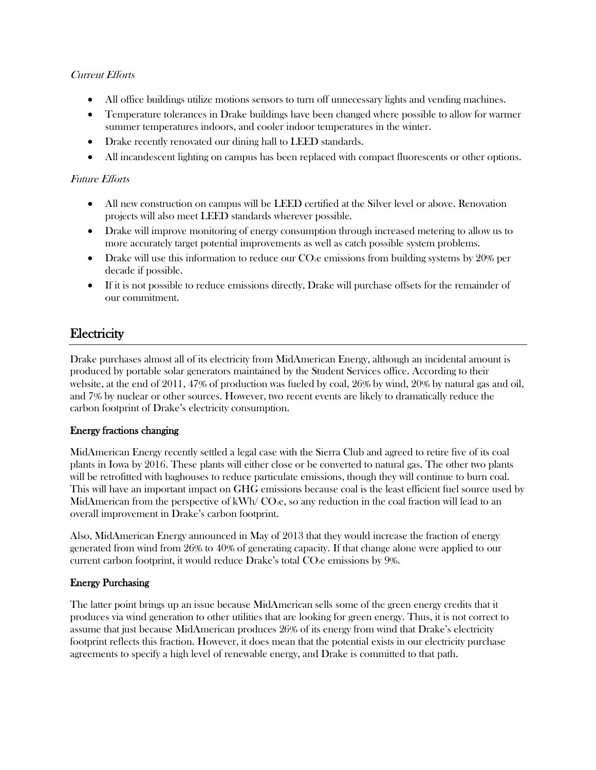*Current Efforts*

- All office buildings utilize motions sensors to turn off unnecessary lights and vending machines.
- Temperature tolerances in Drake buildings have been changed where possible to allow for warmer summer temperatures indoors, and cooler indoor temperatures in the winter.
- Drake recently renovated our dining hall to LEED standards.
- All incandescent lighting on campus has been replaced with compact fluorescents or other options.

*Future Efforts*

- All new construction on campus will be LEED certified at the Silver level or above. Renovation projects will also meet LEED standards wherever possible.
- Drake will improve monitoring of energy consumption through increased metering to allow us to more accurately target potential improvements as well as catch possible system problems.
- Drake will use this information to reduce our $CO_2e$ emissions from building systems by 20% per decade if possible.
- If it is not possible to reduce emissions directly, Drake will purchase offsets for the remainder of our commitment.

## Electricity

Drake purchases almost all of its electricity from MidAmerican Energy, although an incidental amount is produced by portable solar generators maintained by the Student Services office. According to their website, at the end of 2011, 47% of production was fueled by coal, 26% by wind, 20% by natural gas and oil, and 7% by nuclear or other sources. However, two recent events are likely to dramatically reduce the carbon footprint of Drake's electricity consumption.

### Energy fractions changing

MidAmerican Energy recently settled a legal case with the Sierra Club and agreed to retire five of its coal plants in Iowa by 2016. These plants will either close or be converted to natural gas. The other two plants will be retrofitted with baghouses to reduce particulate emissions, though they will continue to burn coal. This will have an important impact on GHG emissions because coal is the least efficient fuel source used by MidAmerican from the perspective of kWh/ $CO_2e$, so any reduction in the coal fraction will lead to an overall improvement in Drake's carbon footprint.

Also, MidAmerican Energy announced in May of 2013 that they would increase the fraction of energy generated from wind from 26% to 40% of generating capacity. If that change alone were applied to our current carbon footprint, it would reduce Drake's total $CO_2e$ emissions by 9%.

### Energy Purchasing

The latter point brings up an issue because MidAmerican sells some of the green energy credits that it produces via wind generation to other utilities that are looking for green energy. Thus, it is not correct to assume that just because MidAmerican produces 26% of its energy from wind that Drake's electricity footprint reflects this fraction. However, it does mean that the potential exists in our electricity purchase agreements to specify a high level of renewable energy, and Drake is committed to that path.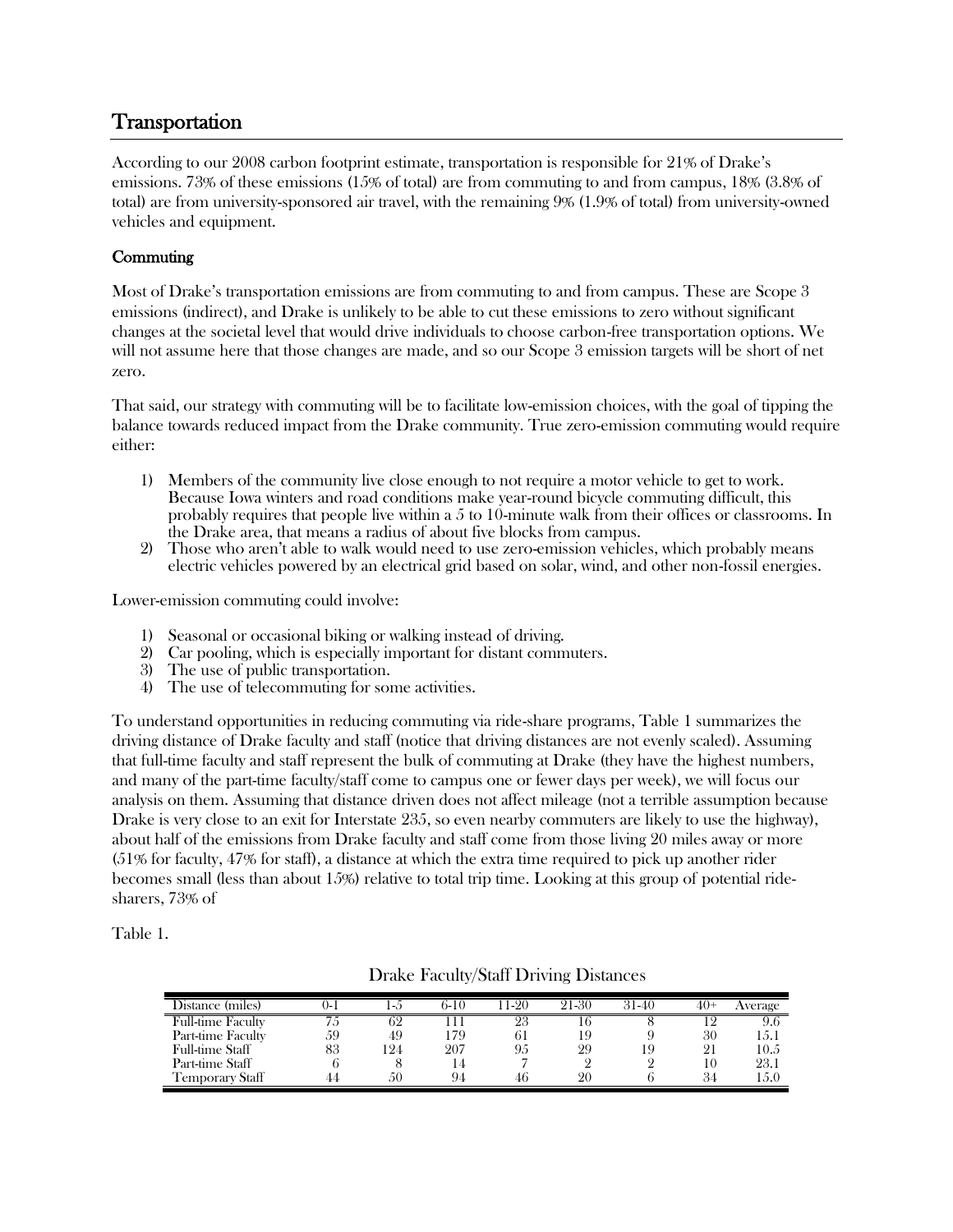## Transportation

According to our 2008 carbon footprint estimate, transportation is responsible for 21% of Drake's emissions. 73% of these emissions (15% of total) are from commuting to and from campus, 18% (3.8% of total) are from university-sponsored air travel, with the remaining 9% (1.9% of total) from university-owned vehicles and equipment.

### Commuting

Most of Drake's transportation emissions are from commuting to and from campus. These are Scope 3 emissions (indirect), and Drake is unlikely to be able to cut these emissions to zero without significant changes at the societal level that would drive individuals to choose carbon-free transportation options. We will not assume here that those changes are made, and so our Scope 3 emission targets will be short of net zero.

That said, our strategy with commuting will be to facilitate low-emission choices, with the goal of tipping the balance towards reduced impact from the Drake community. True zero-emission commuting would require either:

1) Members of the community live close enough to not require a motor vehicle to get to work. Because Iowa winters and road conditions make year-round bicycle commuting difficult, this probably requires that people live within a 5 to 10-minute walk from their offices or classrooms. In the Drake area, that means a radius of about five blocks from campus.
2) Those who aren't able to walk would need to use zero-emission vehicles, which probably means electric vehicles powered by an electrical grid based on solar, wind, and other non-fossil energies.

Lower-emission commuting could involve:

1) Seasonal or occasional biking or walking instead of driving.
2) Car pooling, which is especially important for distant commuters.
3) The use of public transportation.
4) The use of telecommuting for some activities.

To understand opportunities in reducing commuting via ride-share programs, Table 1 summarizes the driving distance of Drake faculty and staff (notice that driving distances are not evenly scaled). Assuming that full-time faculty and staff represent the bulk of commuting at Drake (they have the highest numbers, and many of the part-time faculty/staff come to campus one or fewer days per week), we will focus our analysis on them. Assuming that distance driven does not affect mileage (not a terrible assumption because Drake is very close to an exit for Interstate 235, so even nearby commuters are likely to use the highway), about half of the emissions from Drake faculty and staff come from those living 20 miles away or more (51% for faculty, 47% for staff), a distance at which the extra time required to pick up another rider becomes small (less than about 15%) relative to total trip time. Looking at this group of potential ride-sharers, 73% of

Table 1.

Drake Faculty/Staff Driving Distances

| Distance (miles) | 0-1 | 1-5 | 6-10 | 11-20 | 21-30 | 31-40 | 40+ | Average |
|---|---|---|---|---|---|---|---|---|
| Full-time Faculty | 75 | 62 | 111 | 23 | 16 | 8 | 12 | 9.6 |
| Part-time Faculty | 59 | 49 | 179 | 61 | 19 | 9 | 30 | 15.1 |
| Full-time Staff | 83 | 124 | 207 | 95 | 29 | 19 | 21 | 10.5 |
| Part-time Staff | 6 | 8 | 14 | 7 | 2 | 2 | 10 | 23.1 |
| Temporary Staff | 44 | 50 | 94 | 46 | 20 | 6 | 34 | 15.0 |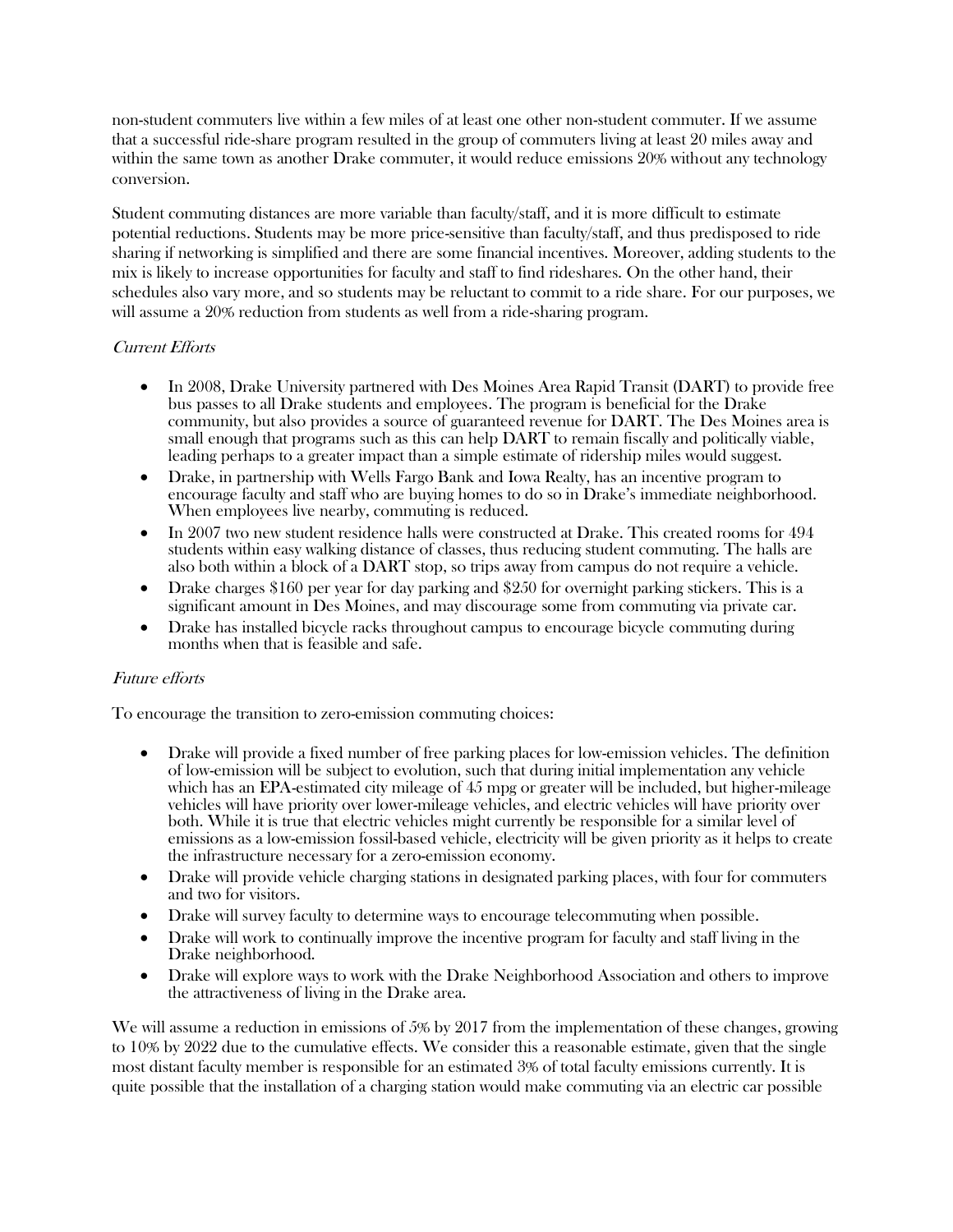non-student commuters live within a few miles of at least one other non-student commuter. If we assume that a successful ride-share program resulted in the group of commuters living at least 20 miles away and within the same town as another Drake commuter, it would reduce emissions 20% without any technology conversion.

Student commuting distances are more variable than faculty/staff, and it is more difficult to estimate potential reductions. Students may be more price-sensitive than faculty/staff, and thus predisposed to ride sharing if networking is simplified and there are some financial incentives. Moreover, adding students to the mix is likely to increase opportunities for faculty and staff to find rideshares. On the other hand, their schedules also vary more, and so students may be reluctant to commit to a ride share. For our purposes, we will assume a 20% reduction from students as well from a ride-sharing program.

### *Current Efforts*

- In 2008, Drake University partnered with Des Moines Area Rapid Transit (DART) to provide free bus passes to all Drake students and employees. The program is beneficial for the Drake community, but also provides a source of guaranteed revenue for DART. The Des Moines area is small enough that programs such as this can help DART to remain fiscally and politically viable, leading perhaps to a greater impact than a simple estimate of ridership miles would suggest.
- Drake, in partnership with Wells Fargo Bank and Iowa Realty, has an incentive program to encourage faculty and staff who are buying homes to do so in Drake's immediate neighborhood. When employees live nearby, commuting is reduced.
- In 2007 two new student residence halls were constructed at Drake. This created rooms for 494 students within easy walking distance of classes, thus reducing student commuting. The halls are also both within a block of a DART stop, so trips away from campus do not require a vehicle.
- Drake charges $160 per year for day parking and $250 for overnight parking stickers. This is a significant amount in Des Moines, and may discourage some from commuting via private car.
- Drake has installed bicycle racks throughout campus to encourage bicycle commuting during months when that is feasible and safe.

### *Future efforts*

To encourage the transition to zero-emission commuting choices:

- Drake will provide a fixed number of free parking places for low-emission vehicles. The definition of low-emission will be subject to evolution, such that during initial implementation any vehicle which has an EPA-estimated city mileage of 45 mpg or greater will be included, but higher-mileage vehicles will have priority over lower-mileage vehicles, and electric vehicles will have priority over both. While it is true that electric vehicles might currently be responsible for a similar level of emissions as a low-emission fossil-based vehicle, electricity will be given priority as it helps to create the infrastructure necessary for a zero-emission economy.
- Drake will provide vehicle charging stations in designated parking places, with four for commuters and two for visitors.
- Drake will survey faculty to determine ways to encourage telecommuting when possible.
- Drake will work to continually improve the incentive program for faculty and staff living in the Drake neighborhood.
- Drake will explore ways to work with the Drake Neighborhood Association and others to improve the attractiveness of living in the Drake area.

We will assume a reduction in emissions of 5% by 2017 from the implementation of these changes, growing to 10% by 2022 due to the cumulative effects. We consider this a reasonable estimate, given that the single most distant faculty member is responsible for an estimated 3% of total faculty emissions currently. It is quite possible that the installation of a charging station would make commuting via an electric car possible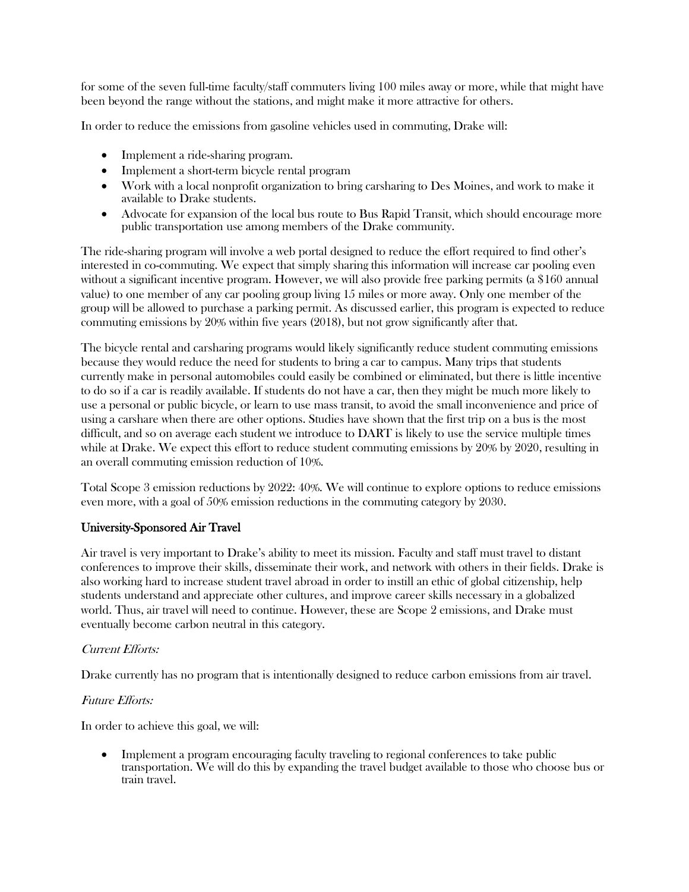for some of the seven full-time faculty/staff commuters living 100 miles away or more, while that might have been beyond the range without the stations, and might make it more attractive for others.

In order to reduce the emissions from gasoline vehicles used in commuting, Drake will:

- Implement a ride-sharing program.
- Implement a short-term bicycle rental program
- Work with a local nonprofit organization to bring carsharing to Des Moines, and work to make it available to Drake students.
- Advocate for expansion of the local bus route to Bus Rapid Transit, which should encourage more public transportation use among members of the Drake community.

The ride-sharing program will involve a web portal designed to reduce the effort required to find other's interested in co-commuting. We expect that simply sharing this information will increase car pooling even without a significant incentive program. However, we will also provide free parking permits (a $160 annual value) to one member of any car pooling group living 15 miles or more away. Only one member of the group will be allowed to purchase a parking permit. As discussed earlier, this program is expected to reduce commuting emissions by 20% within five years (2018), but not grow significantly after that.

The bicycle rental and carsharing programs would likely significantly reduce student commuting emissions because they would reduce the need for students to bring a car to campus. Many trips that students currently make in personal automobiles could easily be combined or eliminated, but there is little incentive to do so if a car is readily available. If students do not have a car, then they might be much more likely to use a personal or public bicycle, or learn to use mass transit, to avoid the small inconvenience and price of using a carshare when there are other options. Studies have shown that the first trip on a bus is the most difficult, and so on average each student we introduce to DART is likely to use the service multiple times while at Drake. We expect this effort to reduce student commuting emissions by 20% by 2020, resulting in an overall commuting emission reduction of 10%.

Total Scope 3 emission reductions by 2022: 40%. We will continue to explore options to reduce emissions even more, with a goal of 50% emission reductions in the commuting category by 2030.

## University-Sponsored Air Travel

Air travel is very important to Drake's ability to meet its mission. Faculty and staff must travel to distant conferences to improve their skills, disseminate their work, and network with others in their fields. Drake is also working hard to increase student travel abroad in order to instill an ethic of global citizenship, help students understand and appreciate other cultures, and improve career skills necessary in a globalized world. Thus, air travel will need to continue. However, these are Scope 2 emissions, and Drake must eventually become carbon neutral in this category.

*Current Efforts:*

Drake currently has no program that is intentionally designed to reduce carbon emissions from air travel.

*Future Efforts:*

In order to achieve this goal, we will:

- Implement a program encouraging faculty traveling to regional conferences to take public transportation. We will do this by expanding the travel budget available to those who choose bus or train travel.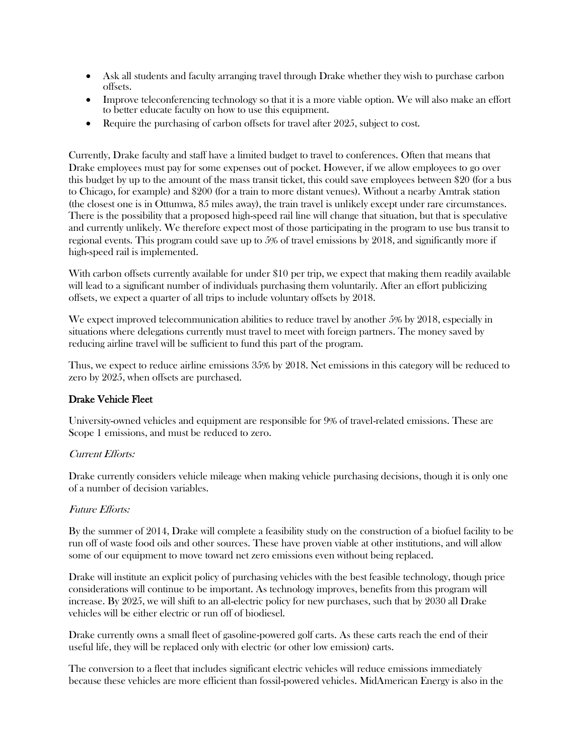- Ask all students and faculty arranging travel through Drake whether they wish to purchase carbon offsets.
- Improve teleconferencing technology so that it is a more viable option. We will also make an effort to better educate faculty on how to use this equipment.
- Require the purchasing of carbon offsets for travel after 2025, subject to cost.

Currently, Drake faculty and staff have a limited budget to travel to conferences. Often that means that Drake employees must pay for some expenses out of pocket. However, if we allow employees to go over this budget by up to the amount of the mass transit ticket, this could save employees between $20 (for a bus to Chicago, for example) and $200 (for a train to more distant venues). Without a nearby Amtrak station (the closest one is in Ottumwa, 85 miles away), the train travel is unlikely except under rare circumstances. There is the possibility that a proposed high-speed rail line will change that situation, but that is speculative and currently unlikely. We therefore expect most of those participating in the program to use bus transit to regional events. This program could save up to 5% of travel emissions by 2018, and significantly more if high-speed rail is implemented.

With carbon offsets currently available for under $10 per trip, we expect that making them readily available will lead to a significant number of individuals purchasing them voluntarily. After an effort publicizing offsets, we expect a quarter of all trips to include voluntary offsets by 2018.

We expect improved telecommunication abilities to reduce travel by another 5% by 2018, especially in situations where delegations currently must travel to meet with foreign partners. The money saved by reducing airline travel will be sufficient to fund this part of the program.

Thus, we expect to reduce airline emissions 35% by 2018. Net emissions in this category will be reduced to zero by 2025, when offsets are purchased.

### Drake Vehicle Fleet

University-owned vehicles and equipment are responsible for 9% of travel-related emissions. These are Scope 1 emissions, and must be reduced to zero.

*Current Efforts:*

Drake currently considers vehicle mileage when making vehicle purchasing decisions, though it is only one of a number of decision variables.

*Future Efforts:*

By the summer of 2014, Drake will complete a feasibility study on the construction of a biofuel facility to be run off of waste food oils and other sources. These have proven viable at other institutions, and will allow some of our equipment to move toward net zero emissions even without being replaced.

Drake will institute an explicit policy of purchasing vehicles with the best feasible technology, though price considerations will continue to be important. As technology improves, benefits from this program will increase. By 2025, we will shift to an all-electric policy for new purchases, such that by 2030 all Drake vehicles will be either electric or run off of biodiesel.

Drake currently owns a small fleet of gasoline-powered golf carts. As these carts reach the end of their useful life, they will be replaced only with electric (or other low emission) carts.

The conversion to a fleet that includes significant electric vehicles will reduce emissions immediately because these vehicles are more efficient than fossil-powered vehicles. MidAmerican Energy is also in the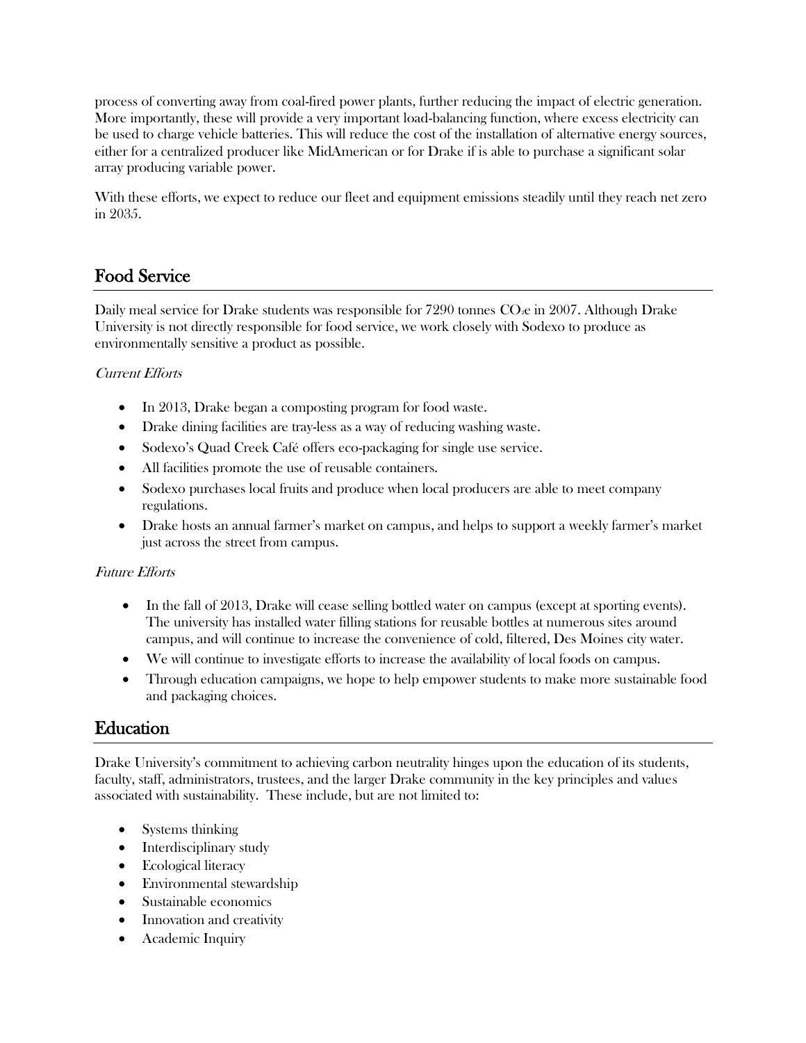process of converting away from coal-fired power plants, further reducing the impact of electric generation. More importantly, these will provide a very important load-balancing function, where excess electricity can be used to charge vehicle batteries. This will reduce the cost of the installation of alternative energy sources, either for a centralized producer like MidAmerican or for Drake if is able to purchase a significant solar array producing variable power.

With these efforts, we expect to reduce our fleet and equipment emissions steadily until they reach net zero in 2035.

## Food Service

Daily meal service for Drake students was responsible for 7290 tonnes $CO_2e$ in 2007. Although Drake University is not directly responsible for food service, we work closely with Sodexo to produce as environmentally sensitive a product as possible.

*Current Efforts*

- In 2013, Drake began a composting program for food waste.
- Drake dining facilities are tray-less as a way of reducing washing waste.
- Sodexo's Quad Creek Café offers eco-packaging for single use service.
- All facilities promote the use of reusable containers.
- Sodexo purchases local fruits and produce when local producers are able to meet company regulations.
- Drake hosts an annual farmer's market on campus, and helps to support a weekly farmer's market just across the street from campus.

*Future Efforts*

- In the fall of 2013, Drake will cease selling bottled water on campus (except at sporting events). The university has installed water filling stations for reusable bottles at numerous sites around campus, and will continue to increase the convenience of cold, filtered, Des Moines city water.
- We will continue to investigate efforts to increase the availability of local foods on campus.
- Through education campaigns, we hope to help empower students to make more sustainable food and packaging choices.

## Education

Drake University's commitment to achieving carbon neutrality hinges upon the education of its students, faculty, staff, administrators, trustees, and the larger Drake community in the key principles and values associated with sustainability. These include, but are not limited to:

- Systems thinking
- Interdisciplinary study
- Ecological literacy
- Environmental stewardship
- Sustainable economics
- Innovation and creativity
- Academic Inquiry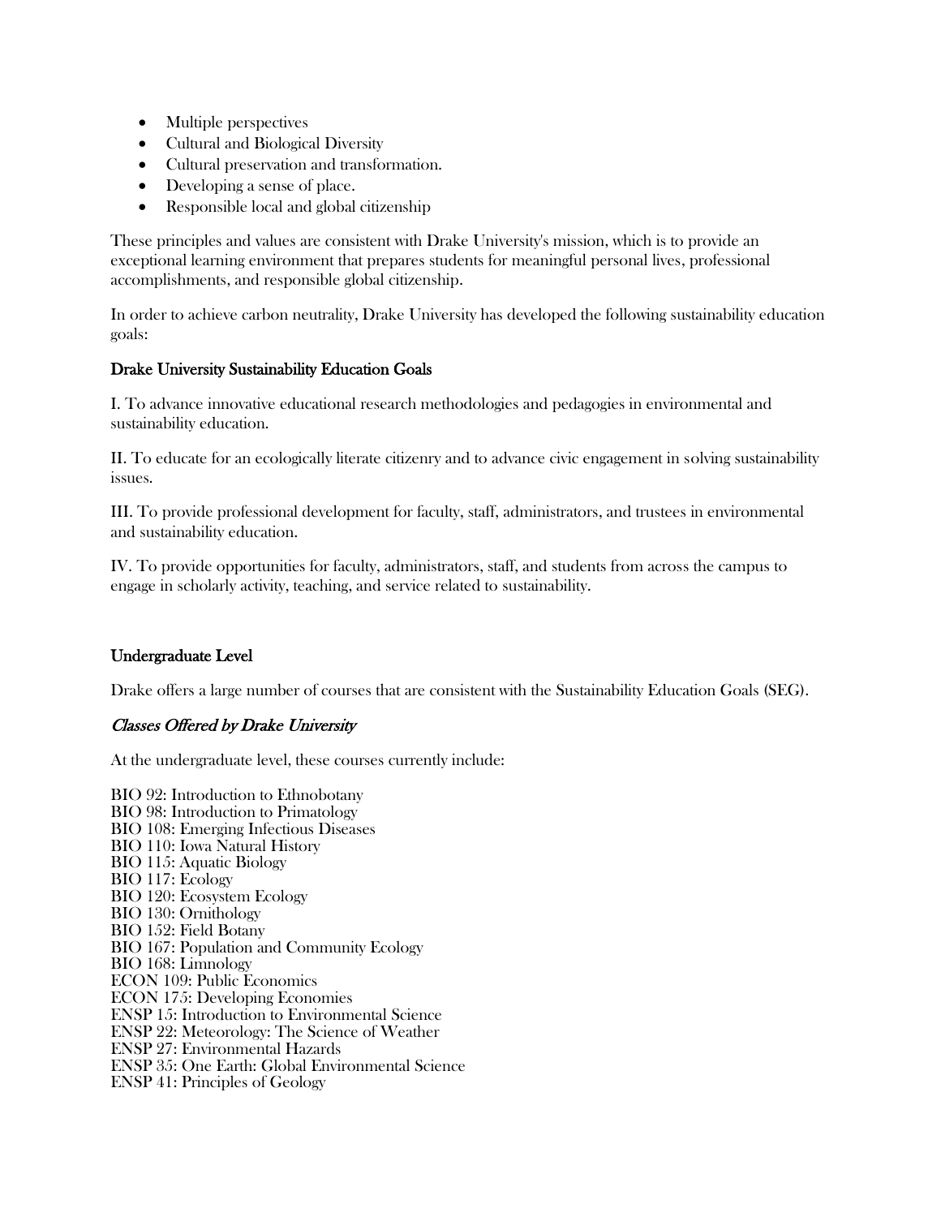- Multiple perspectives
- Cultural and Biological Diversity
- Cultural preservation and transformation.
- Developing a sense of place.
- Responsible local and global citizenship

These principles and values are consistent with Drake University's mission, which is to provide an exceptional learning environment that prepares students for meaningful personal lives, professional accomplishments, and responsible global citizenship.

In order to achieve carbon neutrality, Drake University has developed the following sustainability education goals:

### Drake University Sustainability Education Goals

I. To advance innovative educational research methodologies and pedagogies in environmental and sustainability education.

II. To educate for an ecologically literate citizenry and to advance civic engagement in solving sustainability issues.

III. To provide professional development for faculty, staff, administrators, and trustees in environmental and sustainability education.

IV. To provide opportunities for faculty, administrators, staff, and students from across the campus to engage in scholarly activity, teaching, and service related to sustainability.

### Undergraduate Level

Drake offers a large number of courses that are consistent with the Sustainability Education Goals (SEG).

#### *Classes Offered by Drake University*

At the undergraduate level, these courses currently include:

BIO 92: Introduction to Ethnobotany
BIO 98: Introduction to Primatology
BIO 108: Emerging Infectious Diseases
BIO 110: Iowa Natural History
BIO 115: Aquatic Biology
BIO 117: Ecology
BIO 120: Ecosystem Ecology
BIO 130: Ornithology
BIO 152: Field Botany
BIO 167: Population and Community Ecology
BIO 168: Limnology
ECON 109: Public Economics
ECON 175: Developing Economies
ENSP 15: Introduction to Environmental Science
ENSP 22: Meteorology: The Science of Weather
ENSP 27: Environmental Hazards
ENSP 35: One Earth: Global Environmental Science
ENSP 41: Principles of Geology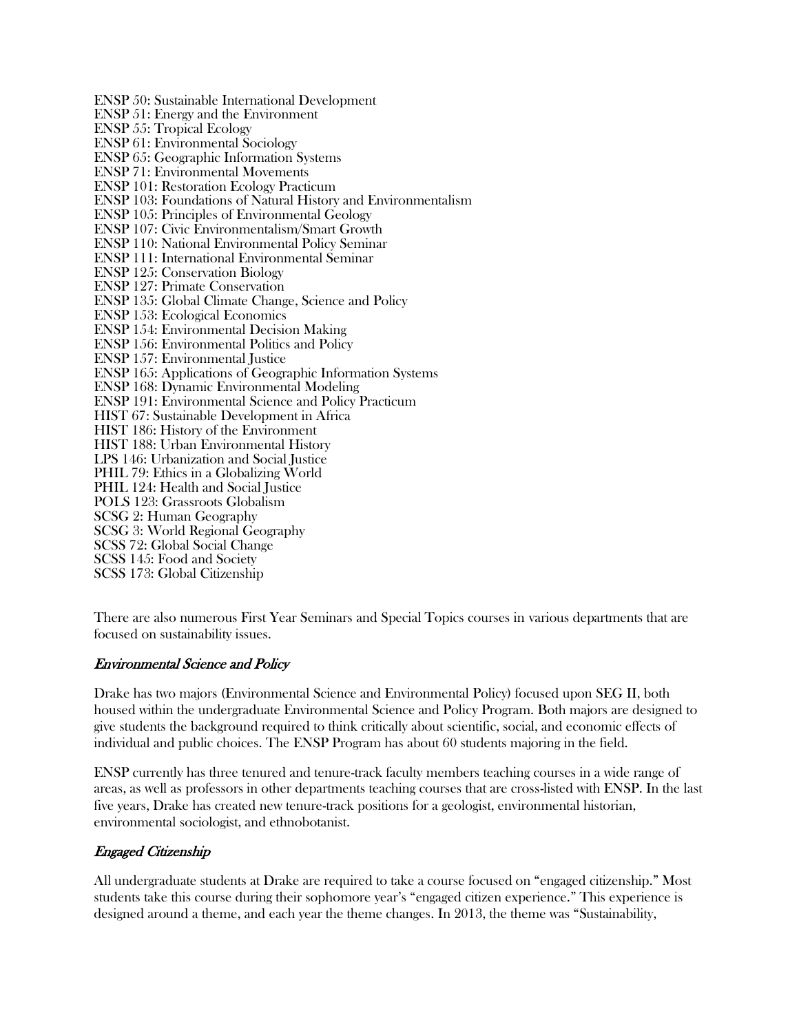ENSP 50: Sustainable International Development
ENSP 51: Energy and the Environment
ENSP 55: Tropical Ecology
ENSP 61: Environmental Sociology
ENSP 65: Geographic Information Systems
ENSP 71: Environmental Movements
ENSP 101: Restoration Ecology Practicum
ENSP 103: Foundations of Natural History and Environmentalism
ENSP 105: Principles of Environmental Geology
ENSP 107: Civic Environmentalism/Smart Growth
ENSP 110: National Environmental Policy Seminar
ENSP 111: International Environmental Seminar
ENSP 125: Conservation Biology
ENSP 127: Primate Conservation
ENSP 135: Global Climate Change, Science and Policy
ENSP 153: Ecological Economics
ENSP 154: Environmental Decision Making
ENSP 156: Environmental Politics and Policy
ENSP 157: Environmental Justice
ENSP 165: Applications of Geographic Information Systems
ENSP 168: Dynamic Environmental Modeling
ENSP 191: Environmental Science and Policy Practicum
HIST 67: Sustainable Development in Africa
HIST 186: History of the Environment
HIST 188: Urban Environmental History
LPS 146: Urbanization and Social Justice
PHIL 79: Ethics in a Globalizing World
PHIL 124: Health and Social Justice
POLS 123: Grassroots Globalism
SCSG 2: Human Geography
SCSG 3: World Regional Geography
SCSS 72: Global Social Change
SCSS 145: Food and Society
SCSS 173: Global Citizenship

There are also numerous First Year Seminars and Special Topics courses in various departments that are focused on sustainability issues.

### *Environmental Science and Policy*

Drake has two majors (Environmental Science and Environmental Policy) focused upon SEG II, both housed within the undergraduate Environmental Science and Policy Program. Both majors are designed to give students the background required to think critically about scientific, social, and economic effects of individual and public choices. The ENSP Program has about 60 students majoring in the field.

ENSP currently has three tenured and tenure-track faculty members teaching courses in a wide range of areas, as well as professors in other departments teaching courses that are cross-listed with ENSP. In the last five years, Drake has created new tenure-track positions for a geologist, environmental historian, environmental sociologist, and ethnobotanist.

### *Engaged Citizenship*

All undergraduate students at Drake are required to take a course focused on "engaged citizenship." Most students take this course during their sophomore year's "engaged citizen experience." This experience is designed around a theme, and each year the theme changes. In 2013, the theme was "Sustainability,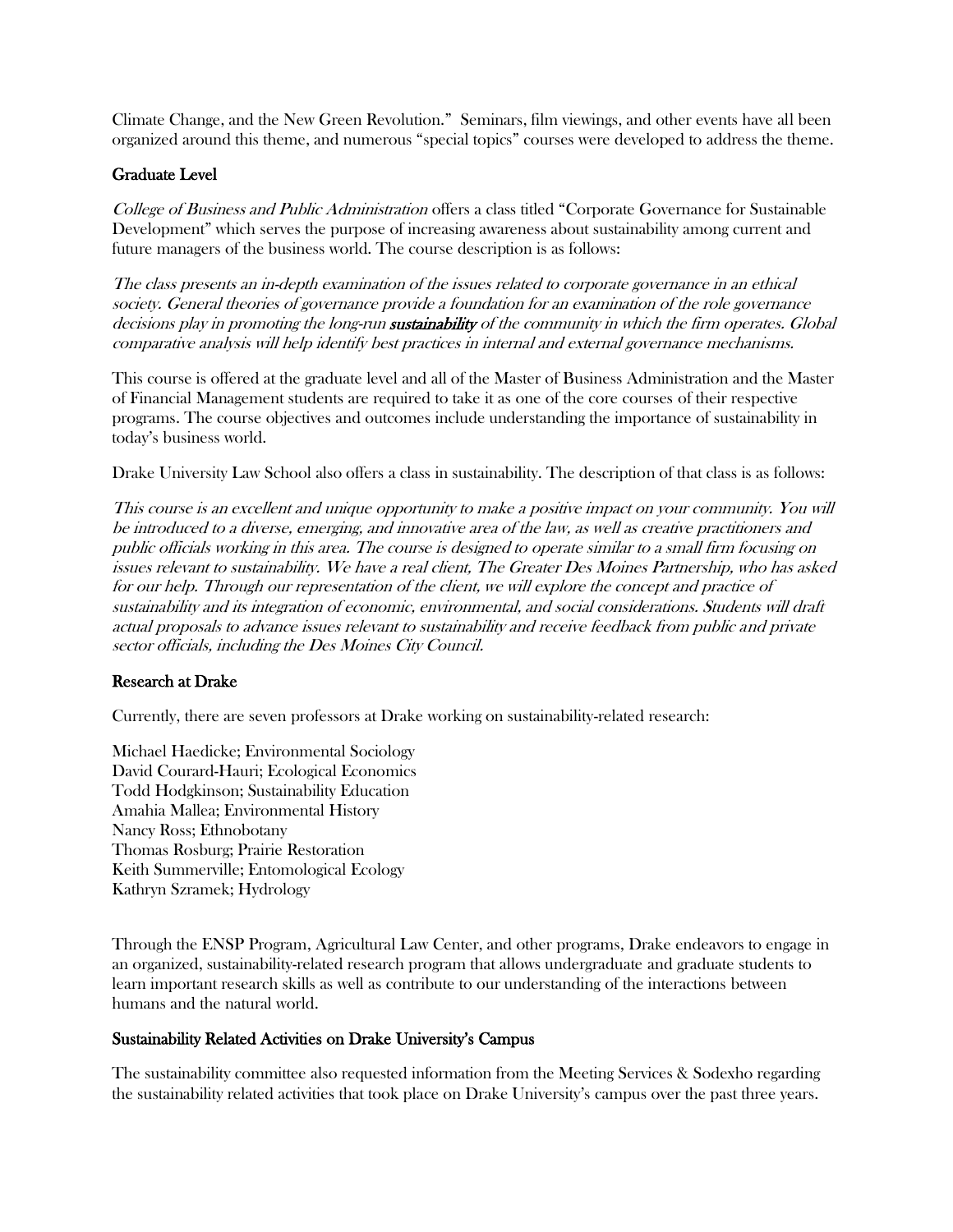Climate Change, and the New Green Revolution." Seminars, film viewings, and other events have all been organized around this theme, and numerous "special topics" courses were developed to address the theme.

## Graduate Level

*College of Business and Public Administration* offers a class titled "Corporate Governance for Sustainable Development" which serves the purpose of increasing awareness about sustainability among current and future managers of the business world. The course description is as follows:

*The class presents an in-depth examination of the issues related to corporate governance in an ethical society. General theories of governance provide a foundation for an examination of the role governance decisions play in promoting the long-run* ***sustainability*** *of the community in which the firm operates. Global comparative analysis will help identify best practices in internal and external governance mechanisms.*

This course is offered at the graduate level and all of the Master of Business Administration and the Master of Financial Management students are required to take it as one of the core courses of their respective programs. The course objectives and outcomes include understanding the importance of sustainability in today's business world.

Drake University Law School also offers a class in sustainability. The description of that class is as follows:

*This course is an excellent and unique opportunity to make a positive impact on your community. You will be introduced to a diverse, emerging, and innovative area of the law, as well as creative practitioners and public officials working in this area. The course is designed to operate similar to a small firm focusing on issues relevant to sustainability. We have a real client, The Greater Des Moines Partnership, who has asked for our help. Through our representation of the client, we will explore the concept and practice of sustainability and its integration of economic, environmental, and social considerations. Students will draft actual proposals to advance issues relevant to sustainability and receive feedback from public and private sector officials, including the Des Moines City Council.*

## Research at Drake

Currently, there are seven professors at Drake working on sustainability-related research:

Michael Haedicke; Environmental Sociology
David Courard-Hauri; Ecological Economics
Todd Hodgkinson; Sustainability Education
Amahia Mallea; Environmental History
Nancy Ross; Ethnobotany
Thomas Rosburg; Prairie Restoration
Keith Summerville; Entomological Ecology
Kathryn Szramek; Hydrology

Through the ENSP Program, Agricultural Law Center, and other programs, Drake endeavors to engage in an organized, sustainability-related research program that allows undergraduate and graduate students to learn important research skills as well as contribute to our understanding of the interactions between humans and the natural world.

## Sustainability Related Activities on Drake University's Campus

The sustainability committee also requested information from the Meeting Services & Sodexho regarding the sustainability related activities that took place on Drake University's campus over the past three years.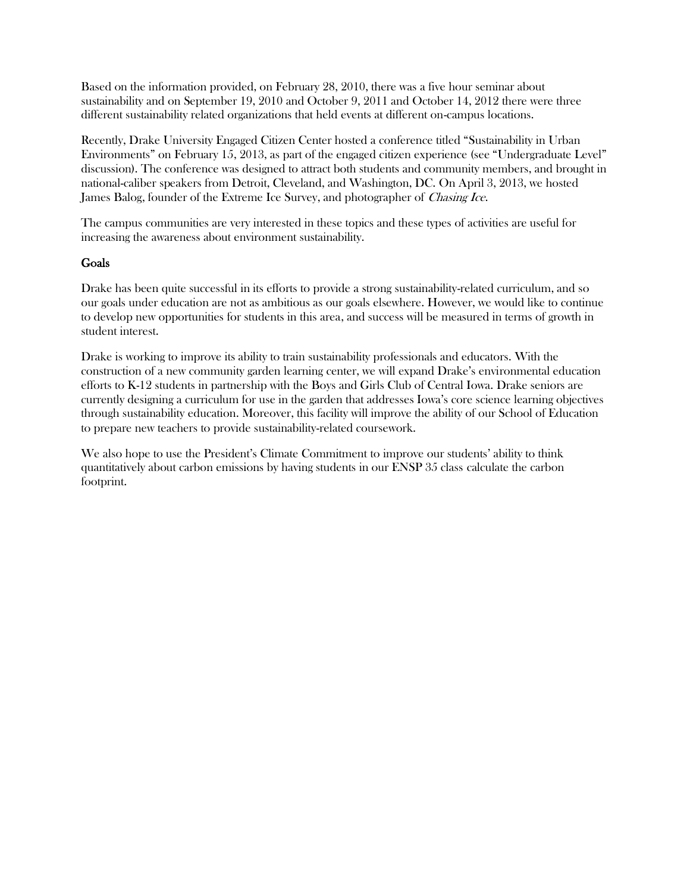Based on the information provided, on February 28, 2010, there was a five hour seminar about sustainability and on September 19, 2010 and October 9, 2011 and October 14, 2012 there were three different sustainability related organizations that held events at different on-campus locations.

Recently, Drake University Engaged Citizen Center hosted a conference titled "Sustainability in Urban Environments" on February 15, 2013, as part of the engaged citizen experience (see "Undergraduate Level" discussion). The conference was designed to attract both students and community members, and brought in national-caliber speakers from Detroit, Cleveland, and Washington, DC. On April 3, 2013, we hosted James Balog, founder of the Extreme Ice Survey, and photographer of *Chasing Ice*.

The campus communities are very interested in these topics and these types of activities are useful for increasing the awareness about environment sustainability.

## Goals

Drake has been quite successful in its efforts to provide a strong sustainability-related curriculum, and so our goals under education are not as ambitious as our goals elsewhere. However, we would like to continue to develop new opportunities for students in this area, and success will be measured in terms of growth in student interest.

Drake is working to improve its ability to train sustainability professionals and educators. With the construction of a new community garden learning center, we will expand Drake's environmental education efforts to K-12 students in partnership with the Boys and Girls Club of Central Iowa. Drake seniors are currently designing a curriculum for use in the garden that addresses Iowa's core science learning objectives through sustainability education. Moreover, this facility will improve the ability of our School of Education to prepare new teachers to provide sustainability-related coursework.

We also hope to use the President's Climate Commitment to improve our students' ability to think quantitatively about carbon emissions by having students in our ENSP 35 class calculate the carbon footprint.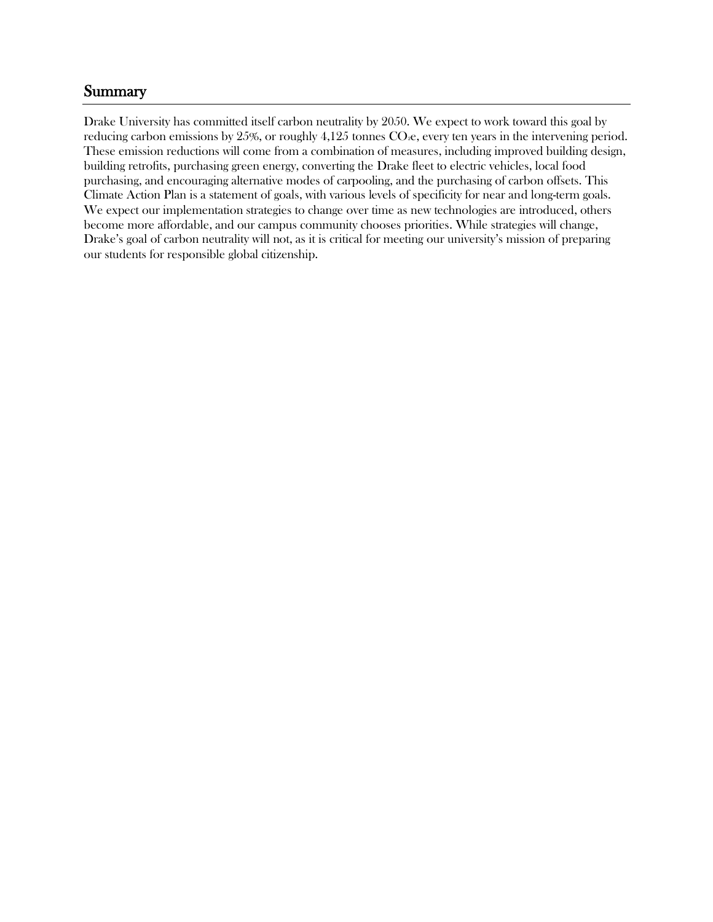## Summary

Drake University has committed itself carbon neutrality by 2050. We expect to work toward this goal by reducing carbon emissions by 25%, or roughly 4,125 tonnes $CO_2e$, every ten years in the intervening period. These emission reductions will come from a combination of measures, including improved building design, building retrofits, purchasing green energy, converting the Drake fleet to electric vehicles, local food purchasing, and encouraging alternative modes of carpooling, and the purchasing of carbon offsets. This Climate Action Plan is a statement of goals, with various levels of specificity for near and long-term goals. We expect our implementation strategies to change over time as new technologies are introduced, others become more affordable, and our campus community chooses priorities. While strategies will change, Drake's goal of carbon neutrality will not, as it is critical for meeting our university's mission of preparing our students for responsible global citizenship.